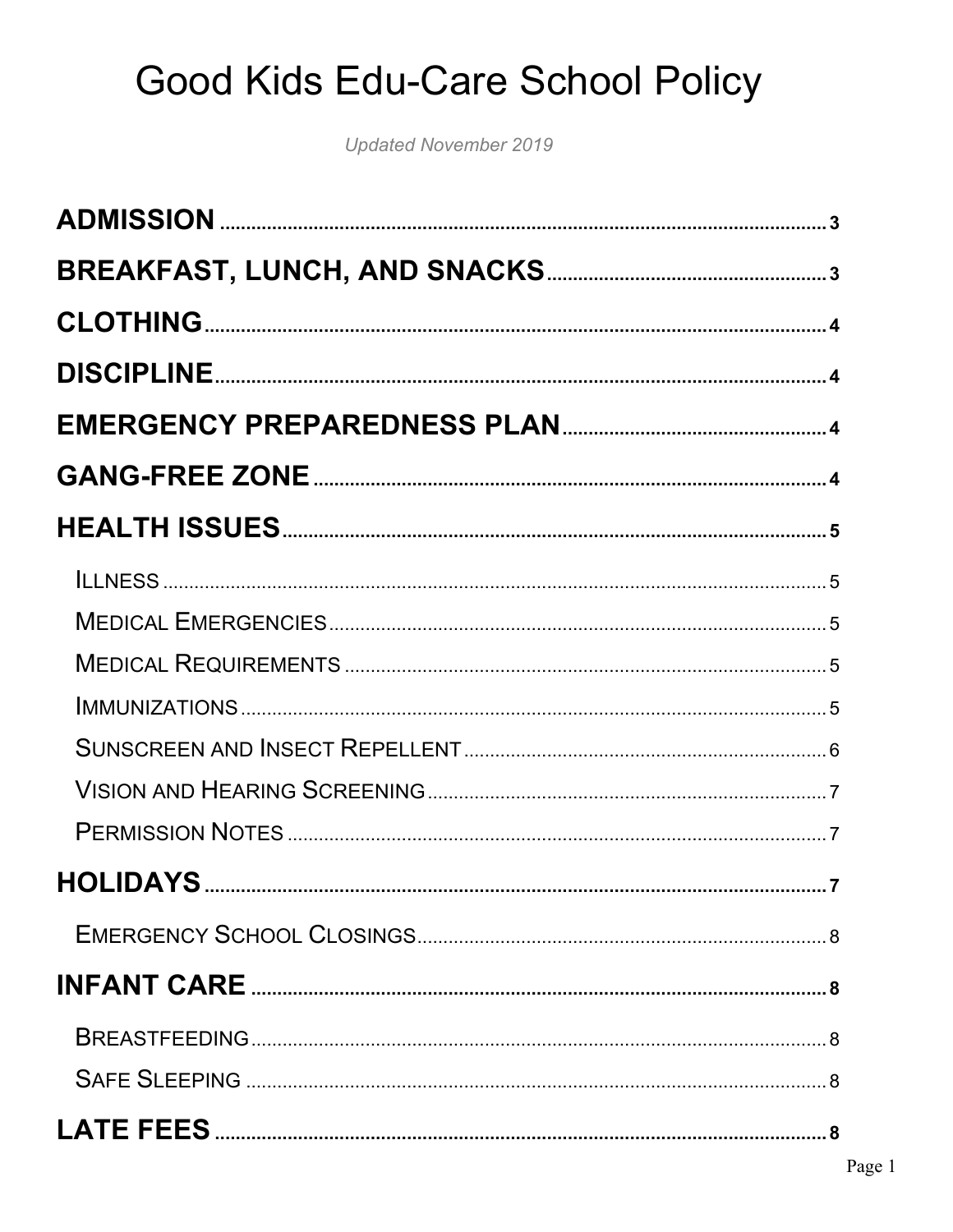# Good Kids Edu-Care School Policy

*Updated November 2019*

**ADMISSION** ..... 3

**BREAKFAST, LUNCH, AND SNACKS** ..... 3

**CLOTHING** ..... 4

**DISCIPLINE** ..... 4

**EMERGENCY PREPAREDNESS PLAN** ..... 4

**GANG-FREE ZONE** ..... 4

**HEALTH ISSUES** ..... 5

- ILLNESS ..... 5
- MEDICAL EMERGENCIES ..... 5
- MEDICAL REQUIREMENTS ..... 5
- IMMUNIZATIONS ..... 5
- SUNSCREEN AND INSECT REPELLENT ..... 6
- VISION AND HEARING SCREENING ..... 7
- PERMISSION NOTES ..... 7

**HOLIDAYS** ..... 7

- EMERGENCY SCHOOL CLOSINGS ..... 8

**INFANT CARE** ..... 8

- BREASTFEEDING ..... 8
- SAFE SLEEPING ..... 8

**LATE FEES** ..... 8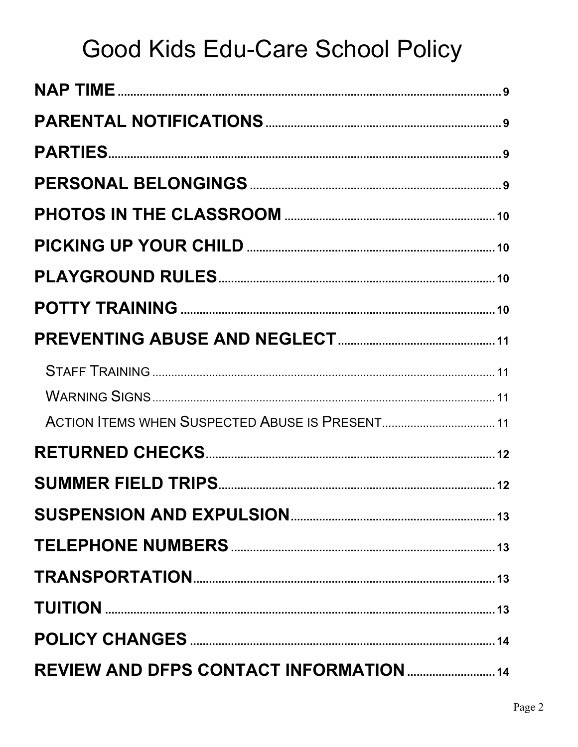# Good Kids Edu-Care School Policy

**NAP TIME** .......... 9

**PARENTAL NOTIFICATIONS** .......... 9

**PARTIES** .......... 9

**PERSONAL BELONGINGS** .......... 9

**PHOTOS IN THE CLASSROOM** .......... 10

**PICKING UP YOUR CHILD** .......... 10

**PLAYGROUND RULES** .......... 10

**POTTY TRAINING** .......... 10

**PREVENTING ABUSE AND NEGLECT** .......... 11

- STAFF TRAINING .......... 11
- WARNING SIGNS .......... 11
- ACTION ITEMS WHEN SUSPECTED ABUSE IS PRESENT .......... 11

**RETURNED CHECKS** .......... 12

**SUMMER FIELD TRIPS** .......... 12

**SUSPENSION AND EXPULSION** .......... 13

**TELEPHONE NUMBERS** .......... 13

**TRANSPORTATION** .......... 13

**TUITION** .......... 13

**POLICY CHANGES** .......... 14

**REVIEW AND DFPS CONTACT INFORMATION** .......... 14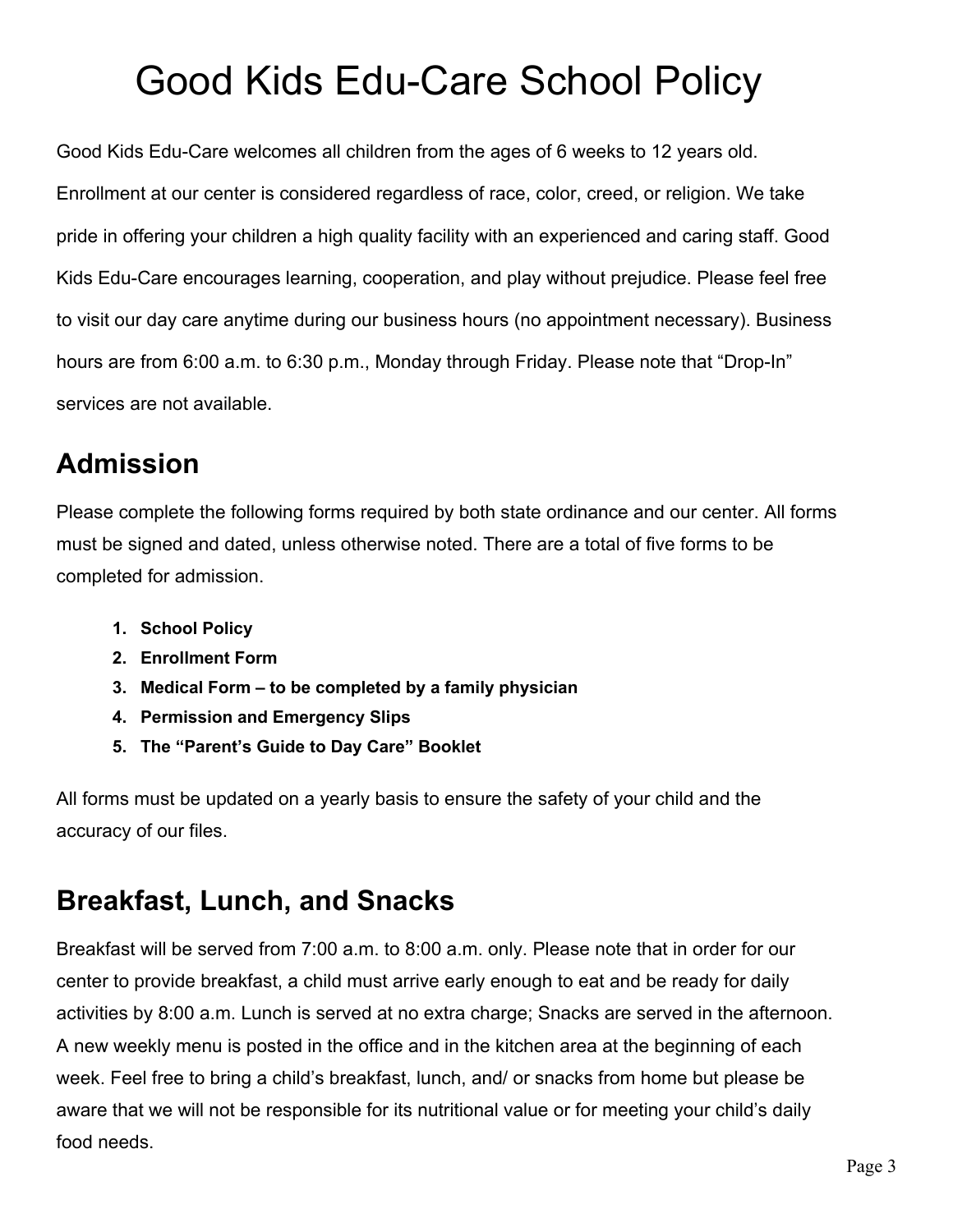# Good Kids Edu-Care School Policy

Good Kids Edu-Care welcomes all children from the ages of 6 weeks to 12 years old. Enrollment at our center is considered regardless of race, color, creed, or religion. We take pride in offering your children a high quality facility with an experienced and caring staff. Good Kids Edu-Care encourages learning, cooperation, and play without prejudice. Please feel free to visit our day care anytime during our business hours (no appointment necessary). Business hours are from 6:00 a.m. to 6:30 p.m., Monday through Friday. Please note that "Drop-In" services are not available.

## Admission

Please complete the following forms required by both state ordinance and our center. All forms must be signed and dated, unless otherwise noted. There are a total of five forms to be completed for admission.

1. **School Policy**
2. **Enrollment Form**
3. **Medical Form – to be completed by a family physician**
4. **Permission and Emergency Slips**
5. **The "Parent's Guide to Day Care" Booklet**

All forms must be updated on a yearly basis to ensure the safety of your child and the accuracy of our files.

## Breakfast, Lunch, and Snacks

Breakfast will be served from 7:00 a.m. to 8:00 a.m. only. Please note that in order for our center to provide breakfast, a child must arrive early enough to eat and be ready for daily activities by 8:00 a.m. Lunch is served at no extra charge; Snacks are served in the afternoon. A new weekly menu is posted in the office and in the kitchen area at the beginning of each week. Feel free to bring a child's breakfast, lunch, and/ or snacks from home but please be aware that we will not be responsible for its nutritional value or for meeting your child's daily food needs.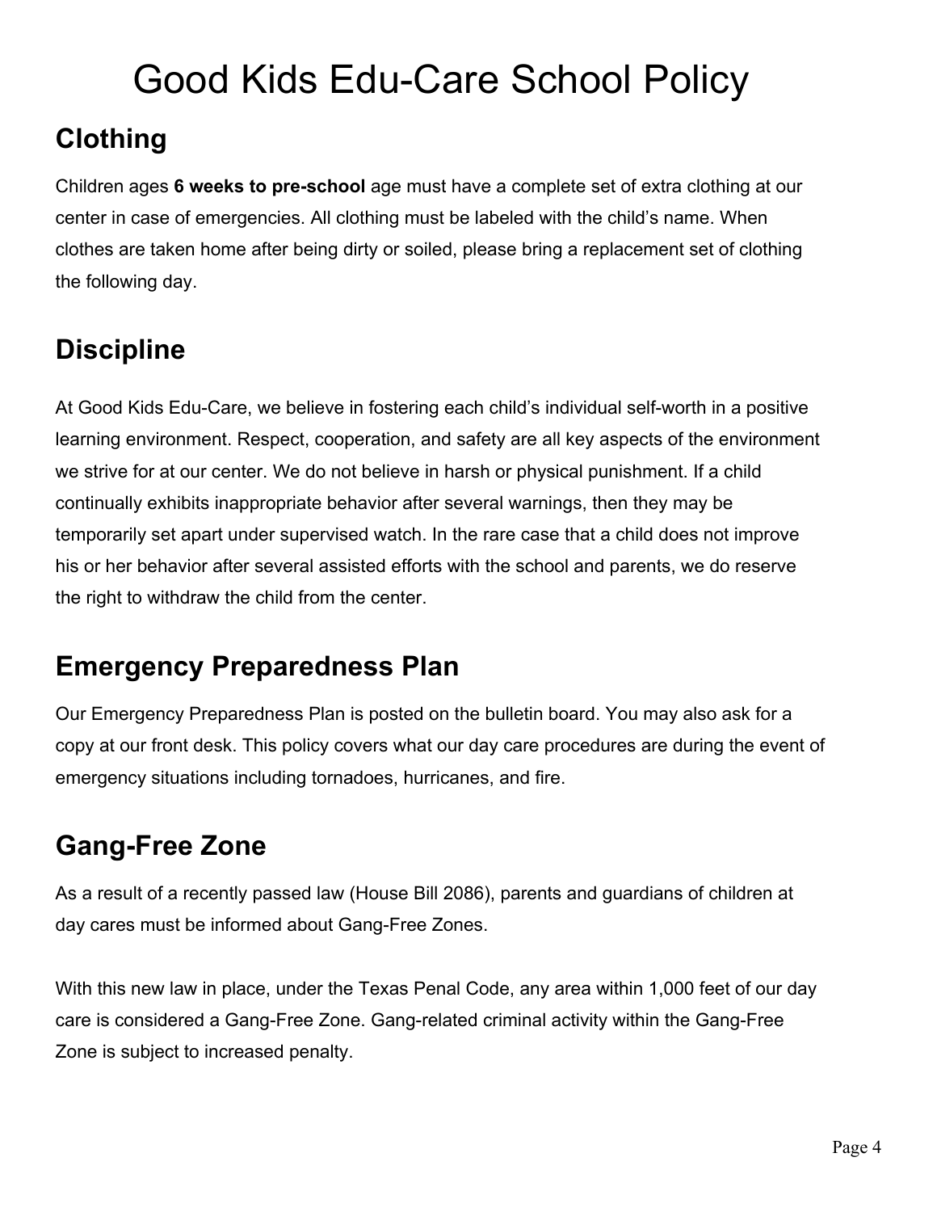# Good Kids Edu-Care School Policy

## Clothing

Children ages **6 weeks to pre-school** age must have a complete set of extra clothing at our center in case of emergencies. All clothing must be labeled with the child's name. When clothes are taken home after being dirty or soiled, please bring a replacement set of clothing the following day.

## Discipline

At Good Kids Edu-Care, we believe in fostering each child's individual self-worth in a positive learning environment. Respect, cooperation, and safety are all key aspects of the environment we strive for at our center. We do not believe in harsh or physical punishment. If a child continually exhibits inappropriate behavior after several warnings, then they may be temporarily set apart under supervised watch. In the rare case that a child does not improve his or her behavior after several assisted efforts with the school and parents, we do reserve the right to withdraw the child from the center.

## Emergency Preparedness Plan

Our Emergency Preparedness Plan is posted on the bulletin board. You may also ask for a copy at our front desk. This policy covers what our day care procedures are during the event of emergency situations including tornadoes, hurricanes, and fire.

## Gang-Free Zone

As a result of a recently passed law (House Bill 2086), parents and guardians of children at day cares must be informed about Gang-Free Zones.

With this new law in place, under the Texas Penal Code, any area within 1,000 feet of our day care is considered a Gang-Free Zone. Gang-related criminal activity within the Gang-Free Zone is subject to increased penalty.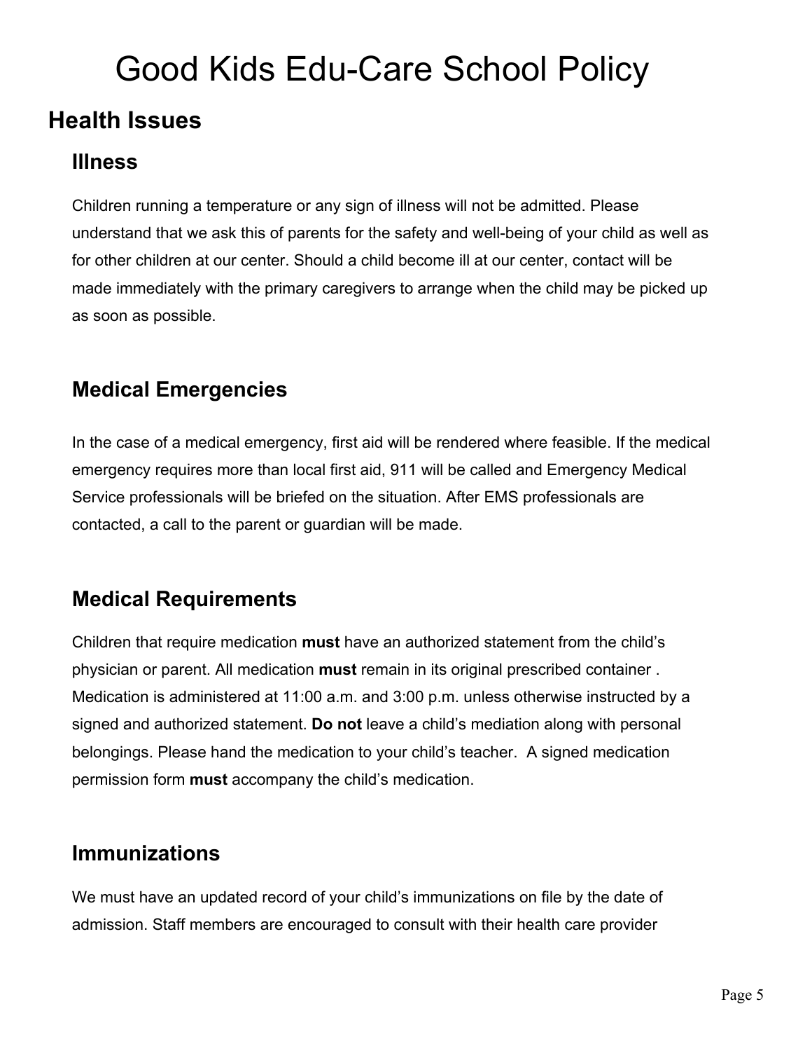# Good Kids Edu-Care School Policy

## Health Issues

### Illness

Children running a temperature or any sign of illness will not be admitted. Please understand that we ask this of parents for the safety and well-being of your child as well as for other children at our center. Should a child become ill at our center, contact will be made immediately with the primary caregivers to arrange when the child may be picked up as soon as possible.

### Medical Emergencies

In the case of a medical emergency, first aid will be rendered where feasible. If the medical emergency requires more than local first aid, 911 will be called and Emergency Medical Service professionals will be briefed on the situation. After EMS professionals are contacted, a call to the parent or guardian will be made.

### Medical Requirements

Children that require medication **must** have an authorized statement from the child's physician or parent. All medication **must** remain in its original prescribed container . Medication is administered at 11:00 a.m. and 3:00 p.m. unless otherwise instructed by a signed and authorized statement. **Do not** leave a child's mediation along with personal belongings. Please hand the medication to your child's teacher. A signed medication permission form **must** accompany the child's medication.

### Immunizations

We must have an updated record of your child's immunizations on file by the date of admission. Staff members are encouraged to consult with their health care provider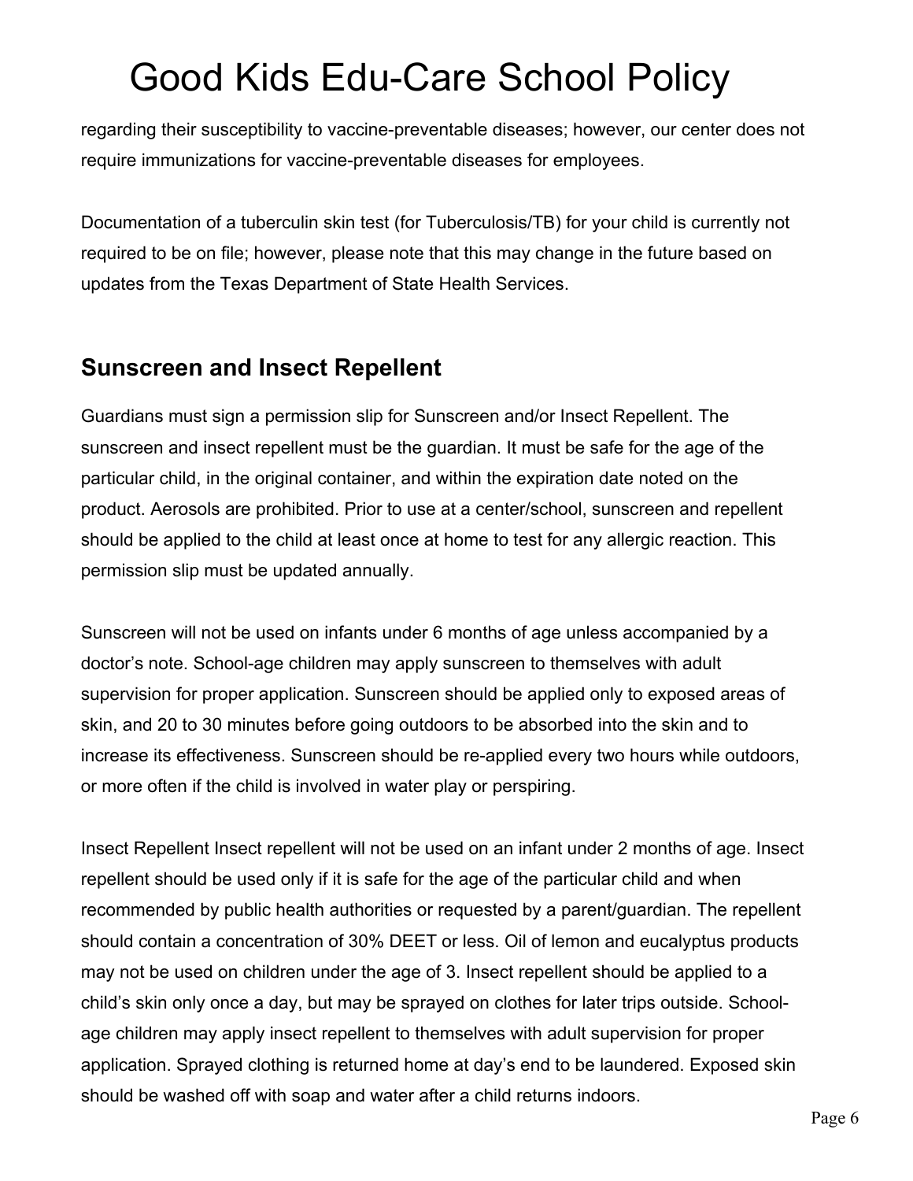regarding their susceptibility to vaccine-preventable diseases; however, our center does not require immunizations for vaccine-preventable diseases for employees.

Documentation of a tuberculin skin test (for Tuberculosis/TB) for your child is currently not required to be on file; however, please note that this may change in the future based on updates from the Texas Department of State Health Services.

## Sunscreen and Insect Repellent

Guardians must sign a permission slip for Sunscreen and/or Insect Repellent. The sunscreen and insect repellent must be the guardian. It must be safe for the age of the particular child, in the original container, and within the expiration date noted on the product. Aerosols are prohibited. Prior to use at a center/school, sunscreen and repellent should be applied to the child at least once at home to test for any allergic reaction. This permission slip must be updated annually.

Sunscreen will not be used on infants under 6 months of age unless accompanied by a doctor's note. School-age children may apply sunscreen to themselves with adult supervision for proper application. Sunscreen should be applied only to exposed areas of skin, and 20 to 30 minutes before going outdoors to be absorbed into the skin and to increase its effectiveness. Sunscreen should be re-applied every two hours while outdoors, or more often if the child is involved in water play or perspiring.

Insect Repellent Insect repellent will not be used on an infant under 2 months of age. Insect repellent should be used only if it is safe for the age of the particular child and when recommended by public health authorities or requested by a parent/guardian. The repellent should contain a concentration of 30% DEET or less. Oil of lemon and eucalyptus products may not be used on children under the age of 3. Insect repellent should be applied to a child's skin only once a day, but may be sprayed on clothes for later trips outside. School-age children may apply insect repellent to themselves with adult supervision for proper application. Sprayed clothing is returned home at day's end to be laundered. Exposed skin should be washed off with soap and water after a child returns indoors.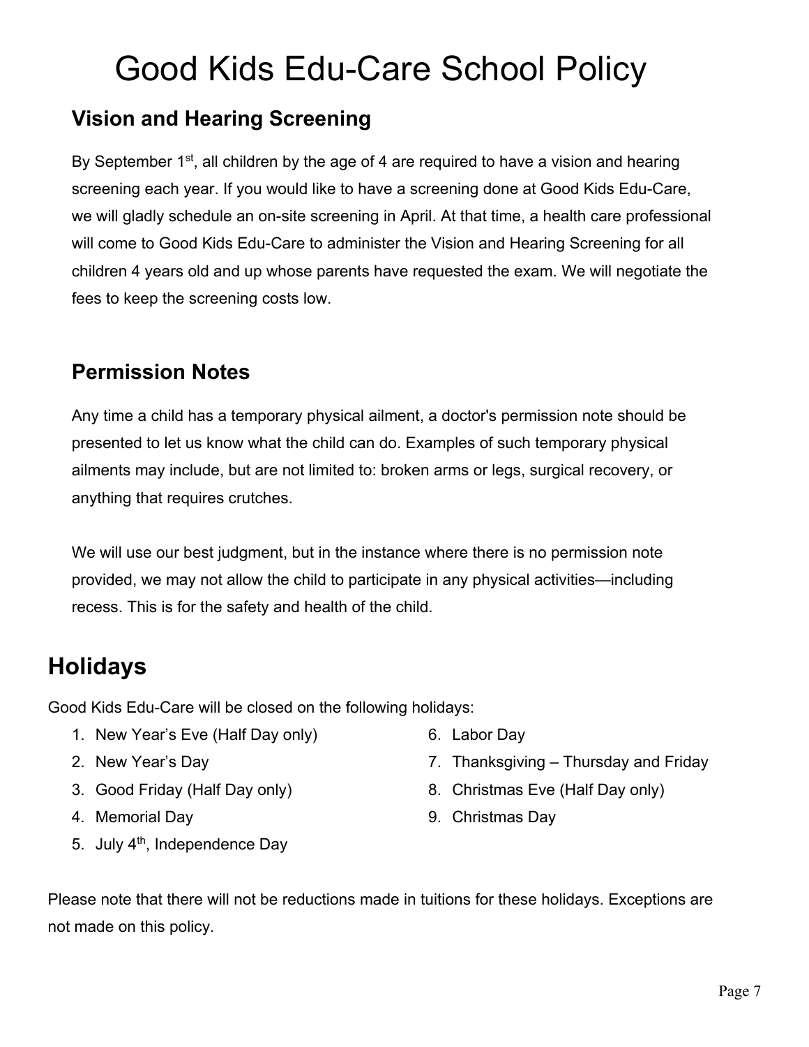# Good Kids Edu-Care School Policy

### Vision and Hearing Screening

By September 1st, all children by the age of 4 are required to have a vision and hearing screening each year. If you would like to have a screening done at Good Kids Edu-Care, we will gladly schedule an on-site screening in April. At that time, a health care professional will come to Good Kids Edu-Care to administer the Vision and Hearing Screening for all children 4 years old and up whose parents have requested the exam. We will negotiate the fees to keep the screening costs low.

### Permission Notes

Any time a child has a temporary physical ailment, a doctor's permission note should be presented to let us know what the child can do. Examples of such temporary physical ailments may include, but are not limited to: broken arms or legs, surgical recovery, or anything that requires crutches.

We will use our best judgment, but in the instance where there is no permission note provided, we may not allow the child to participate in any physical activities—including recess. This is for the safety and health of the child.

## Holidays

Good Kids Edu-Care will be closed on the following holidays:

1. New Year's Eve (Half Day only)
2. New Year's Day
3. Good Friday (Half Day only)
4. Memorial Day
5. July 4th, Independence Day
6. Labor Day
7. Thanksgiving – Thursday and Friday
8. Christmas Eve (Half Day only)
9. Christmas Day

Please note that there will not be reductions made in tuitions for these holidays. Exceptions are not made on this policy.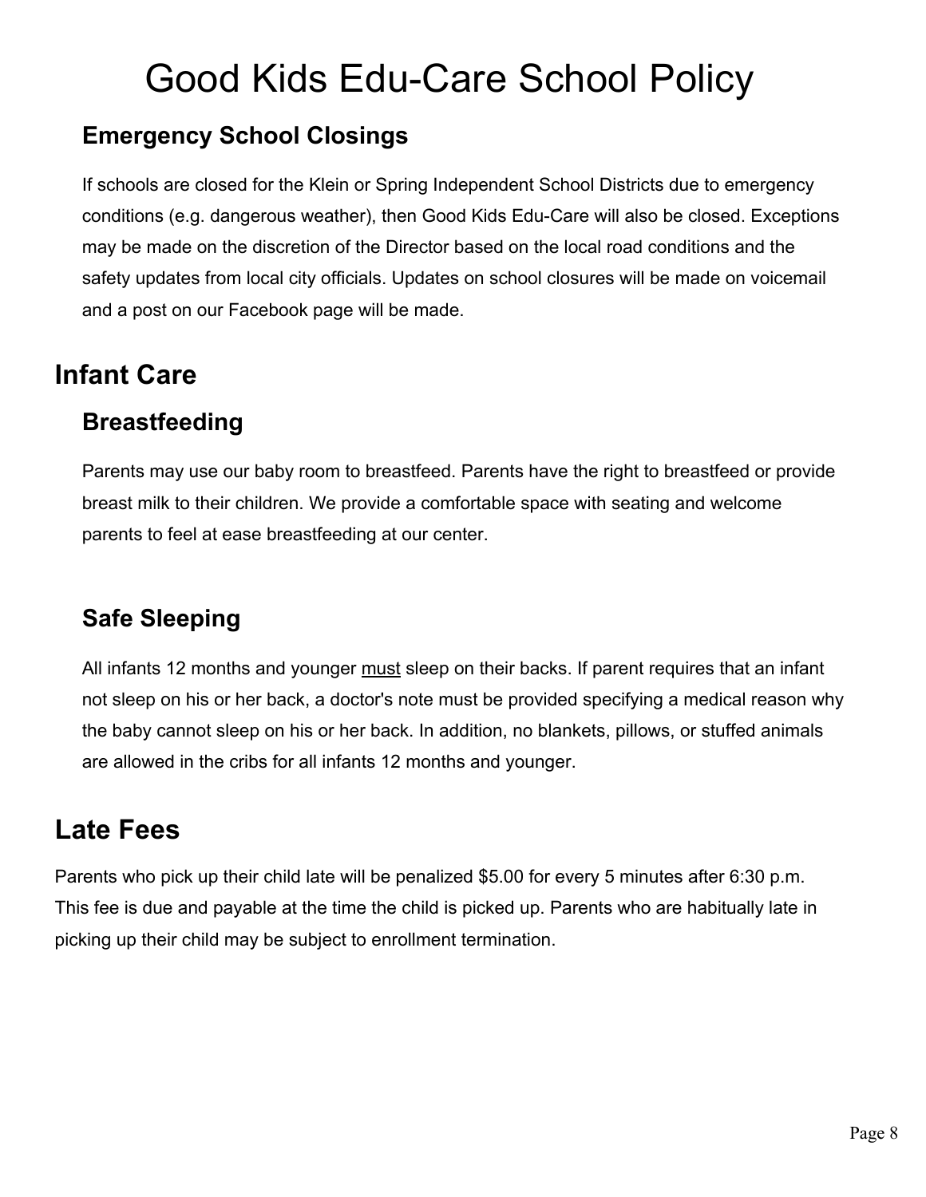# Good Kids Edu-Care School Policy

### Emergency School Closings

If schools are closed for the Klein or Spring Independent School Districts due to emergency conditions (e.g. dangerous weather), then Good Kids Edu-Care will also be closed. Exceptions may be made on the discretion of the Director based on the local road conditions and the safety updates from local city officials. Updates on school closures will be made on voicemail and a post on our Facebook page will be made.

## Infant Care

### Breastfeeding

Parents may use our baby room to breastfeed. Parents have the right to breastfeed or provide breast milk to their children. We provide a comfortable space with seating and welcome parents to feel at ease breastfeeding at our center.

### Safe Sleeping

All infants 12 months and younger <u>must</u> sleep on their backs. If parent requires that an infant not sleep on his or her back, a doctor's note must be provided specifying a medical reason why the baby cannot sleep on his or her back. In addition, no blankets, pillows, or stuffed animals are allowed in the cribs for all infants 12 months and younger.

## Late Fees

Parents who pick up their child late will be penalized $5.00 for every 5 minutes after 6:30 p.m. This fee is due and payable at the time the child is picked up. Parents who are habitually late in picking up their child may be subject to enrollment termination.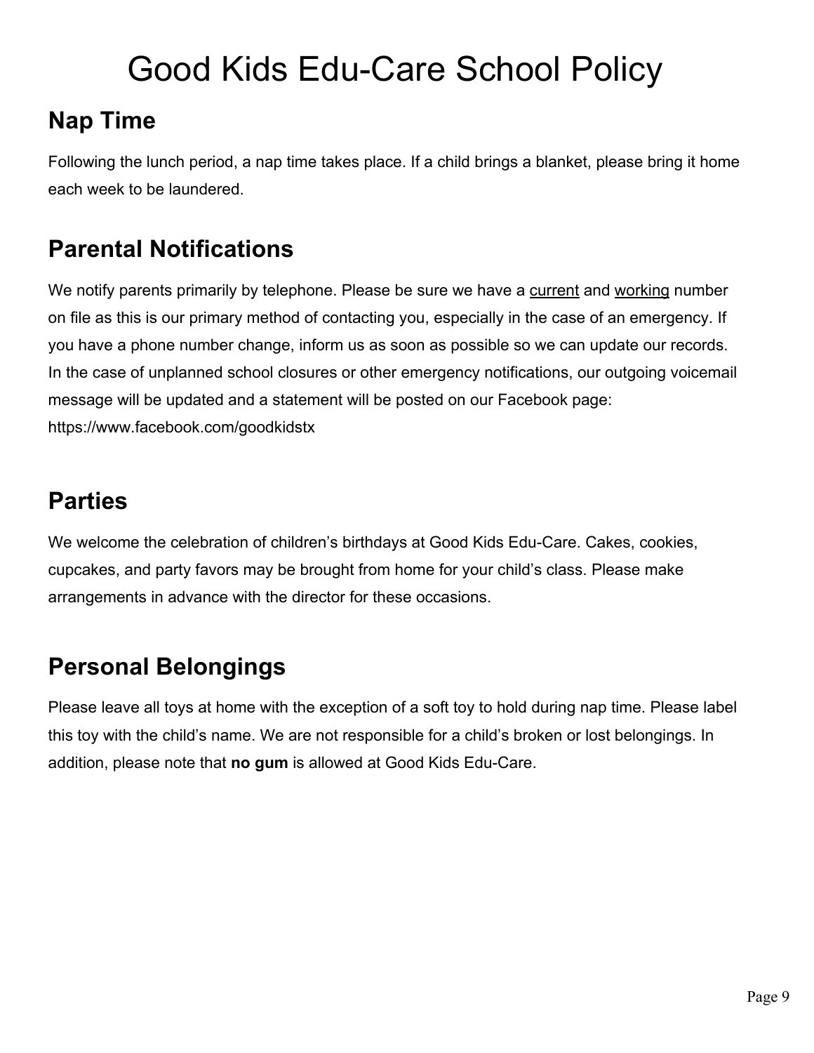# Good Kids Edu-Care School Policy

## Nap Time

Following the lunch period, a nap time takes place. If a child brings a blanket, please bring it home each week to be laundered.

## Parental Notifications

We notify parents primarily by telephone. Please be sure we have a <u>current</u> and <u>working</u> number on file as this is our primary method of contacting you, especially in the case of an emergency. If you have a phone number change, inform us as soon as possible so we can update our records. In the case of unplanned school closures or other emergency notifications, our outgoing voicemail message will be updated and a statement will be posted on our Facebook page: https://www.facebook.com/goodkidstx

## Parties

We welcome the celebration of children's birthdays at Good Kids Edu-Care. Cakes, cookies, cupcakes, and party favors may be brought from home for your child's class. Please make arrangements in advance with the director for these occasions.

## Personal Belongings

Please leave all toys at home with the exception of a soft toy to hold during nap time. Please label this toy with the child's name. We are not responsible for a child's broken or lost belongings. In addition, please note that **no gum** is allowed at Good Kids Edu-Care.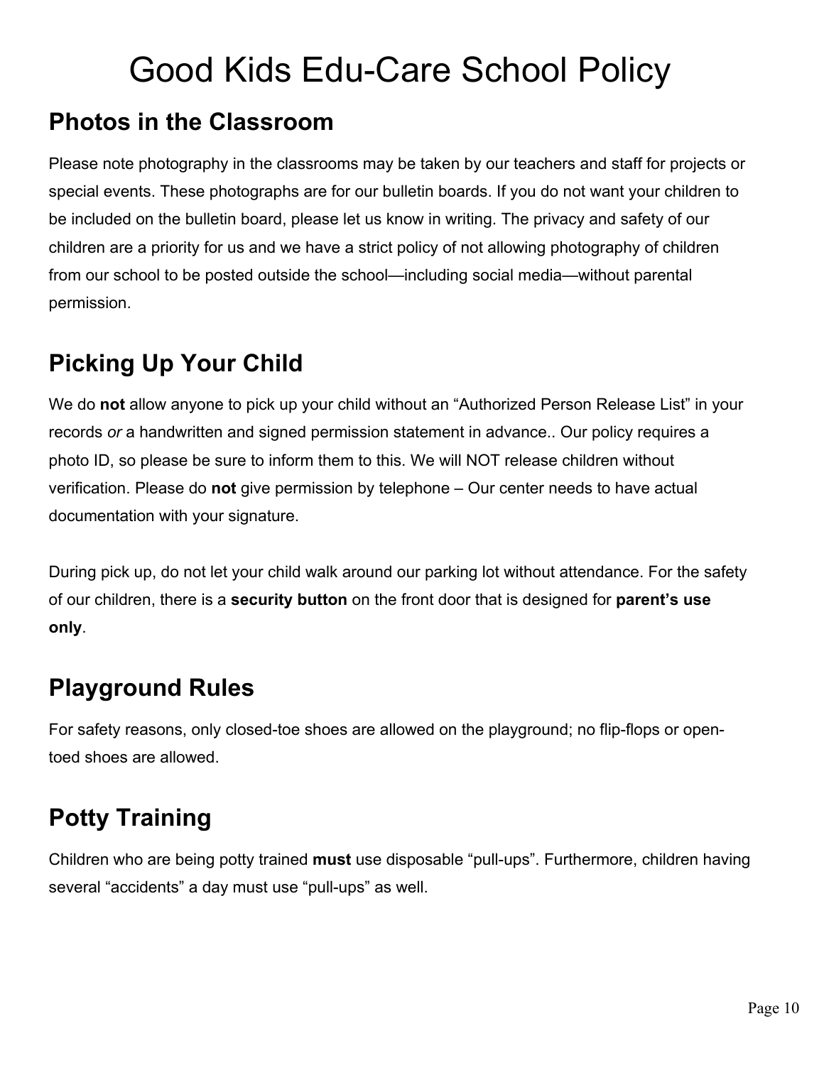# Good Kids Edu-Care School Policy

## Photos in the Classroom

Please note photography in the classrooms may be taken by our teachers and staff for projects or special events. These photographs are for our bulletin boards. If you do not want your children to be included on the bulletin board, please let us know in writing. The privacy and safety of our children are a priority for us and we have a strict policy of not allowing photography of children from our school to be posted outside the school—including social media—without parental permission.

## Picking Up Your Child

We do **not** allow anyone to pick up your child without an "Authorized Person Release List" in your records *or* a handwritten and signed permission statement in advance.. Our policy requires a photo ID, so please be sure to inform them to this. We will NOT release children without verification. Please do **not** give permission by telephone – Our center needs to have actual documentation with your signature.

During pick up, do not let your child walk around our parking lot without attendance. For the safety of our children, there is a **security button** on the front door that is designed for **parent's use only**.

## Playground Rules

For safety reasons, only closed-toe shoes are allowed on the playground; no flip-flops or open-toed shoes are allowed.

## Potty Training

Children who are being potty trained **must** use disposable "pull-ups". Furthermore, children having several "accidents" a day must use "pull-ups" as well.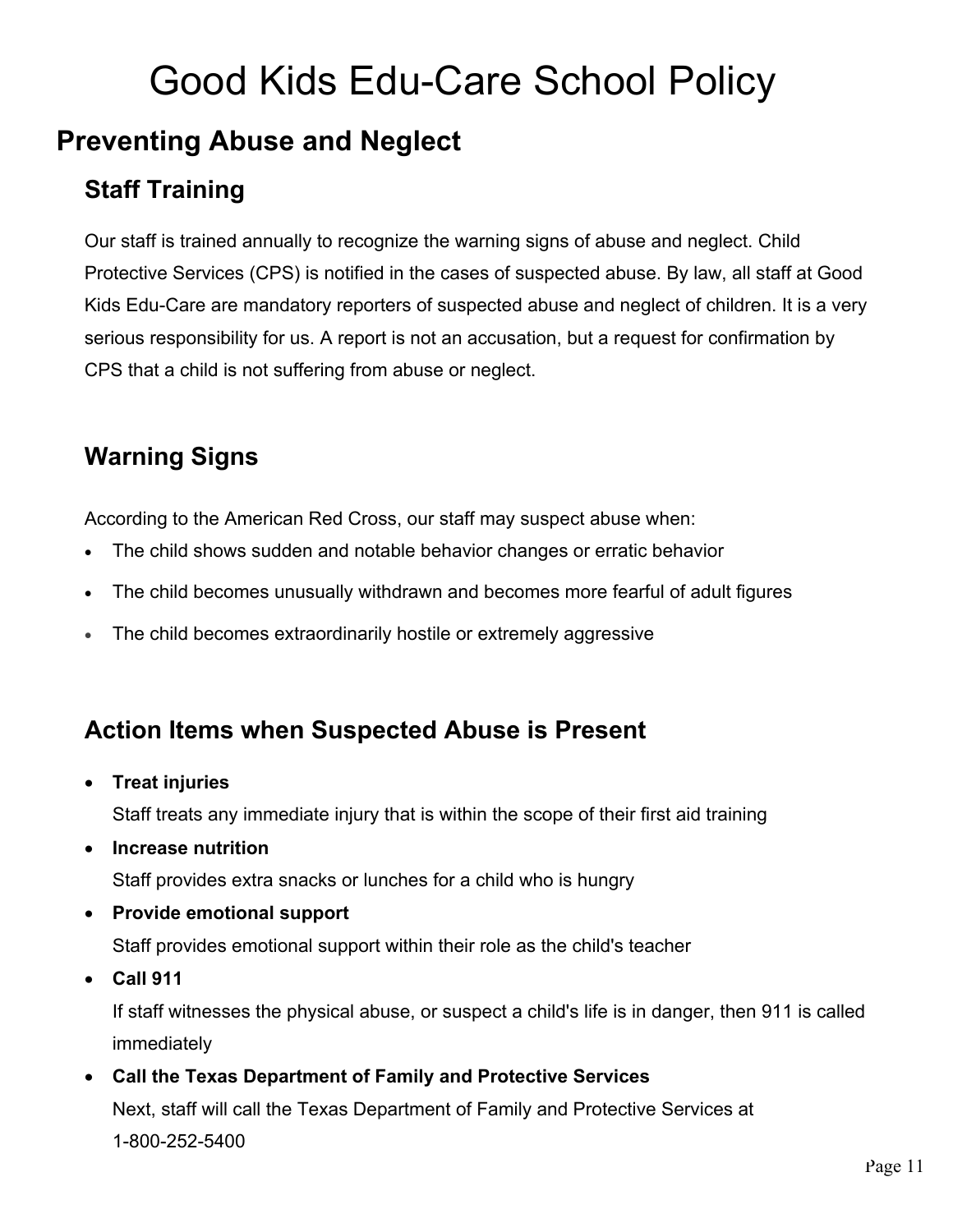# Good Kids Edu-Care School Policy

## Preventing Abuse and Neglect

### Staff Training

Our staff is trained annually to recognize the warning signs of abuse and neglect. Child Protective Services (CPS) is notified in the cases of suspected abuse. By law, all staff at Good Kids Edu-Care are mandatory reporters of suspected abuse and neglect of children. It is a very serious responsibility for us. A report is not an accusation, but a request for confirmation by CPS that a child is not suffering from abuse or neglect.

### Warning Signs

According to the American Red Cross, our staff may suspect abuse when:

- The child shows sudden and notable behavior changes or erratic behavior
- The child becomes unusually withdrawn and becomes more fearful of adult figures
- The child becomes extraordinarily hostile or extremely aggressive

### Action Items when Suspected Abuse is Present

- **Treat injuries**
  Staff treats any immediate injury that is within the scope of their first aid training
- **Increase nutrition**
  Staff provides extra snacks or lunches for a child who is hungry
- **Provide emotional support**
  Staff provides emotional support within their role as the child's teacher
- **Call 911**
  If staff witnesses the physical abuse, or suspect a child's life is in danger, then 911 is called immediately
- **Call the Texas Department of Family and Protective Services**
  Next, staff will call the Texas Department of Family and Protective Services at 1-800-252-5400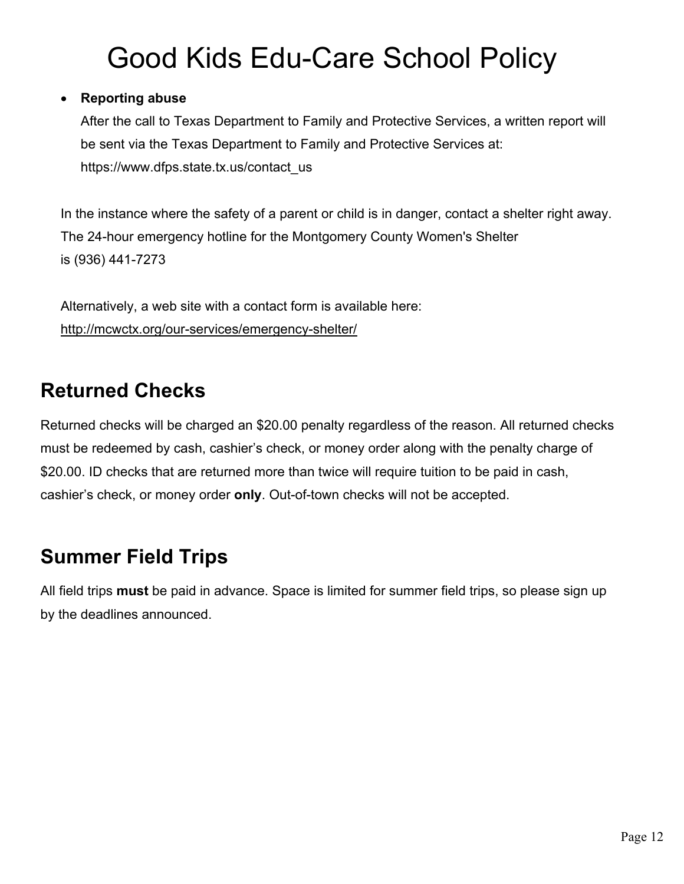# Good Kids Edu-Care School Policy

- **Reporting abuse**
  After the call to Texas Department to Family and Protective Services, a written report will be sent via the Texas Department to Family and Protective Services at: https://www.dfps.state.tx.us/contact_us

In the instance where the safety of a parent or child is in danger, contact a shelter right away. The 24-hour emergency hotline for the Montgomery County Women's Shelter is (936) 441-7273

Alternatively, a web site with a contact form is available here: http://mcwctx.org/our-services/emergency-shelter/

## Returned Checks

Returned checks will be charged an $20.00 penalty regardless of the reason. All returned checks must be redeemed by cash, cashier's check, or money order along with the penalty charge of $20.00. ID checks that are returned more than twice will require tuition to be paid in cash, cashier's check, or money order **only**. Out-of-town checks will not be accepted.

## Summer Field Trips

All field trips **must** be paid in advance. Space is limited for summer field trips, so please sign up by the deadlines announced.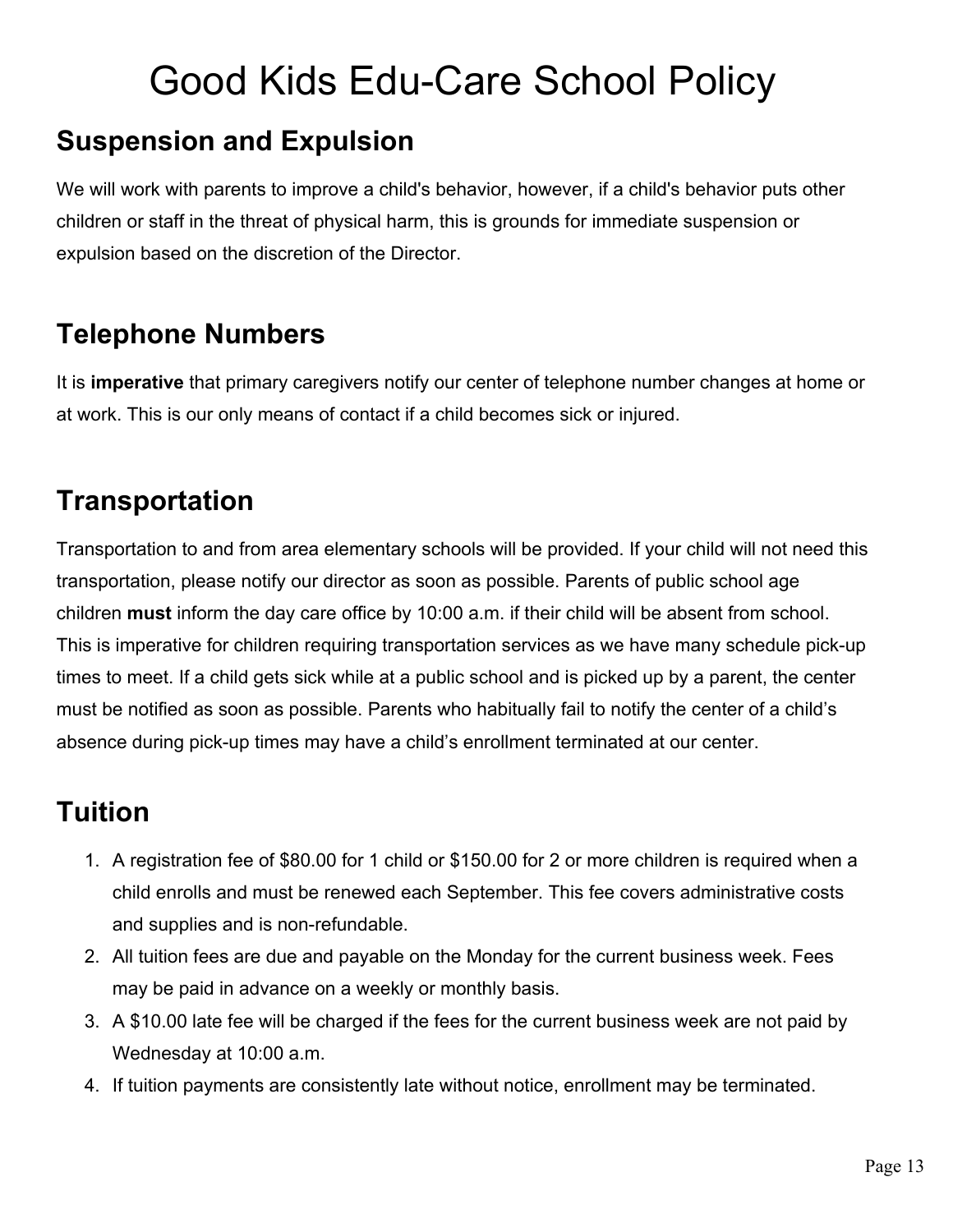# Good Kids Edu-Care School Policy

## Suspension and Expulsion

We will work with parents to improve a child's behavior, however, if a child's behavior puts other children or staff in the threat of physical harm, this is grounds for immediate suspension or expulsion based on the discretion of the Director.

## Telephone Numbers

It is **imperative** that primary caregivers notify our center of telephone number changes at home or at work. This is our only means of contact if a child becomes sick or injured.

## Transportation

Transportation to and from area elementary schools will be provided. If your child will not need this transportation, please notify our director as soon as possible. Parents of public school age children **must** inform the day care office by 10:00 a.m. if their child will be absent from school. This is imperative for children requiring transportation services as we have many schedule pick-up times to meet. If a child gets sick while at a public school and is picked up by a parent, the center must be notified as soon as possible. Parents who habitually fail to notify the center of a child's absence during pick-up times may have a child's enrollment terminated at our center.

## Tuition

1. A registration fee of $80.00 for 1 child or $150.00 for 2 or more children is required when a child enrolls and must be renewed each September. This fee covers administrative costs and supplies and is non-refundable.
2. All tuition fees are due and payable on the Monday for the current business week. Fees may be paid in advance on a weekly or monthly basis.
3. A $10.00 late fee will be charged if the fees for the current business week are not paid by Wednesday at 10:00 a.m.
4. If tuition payments are consistently late without notice, enrollment may be terminated.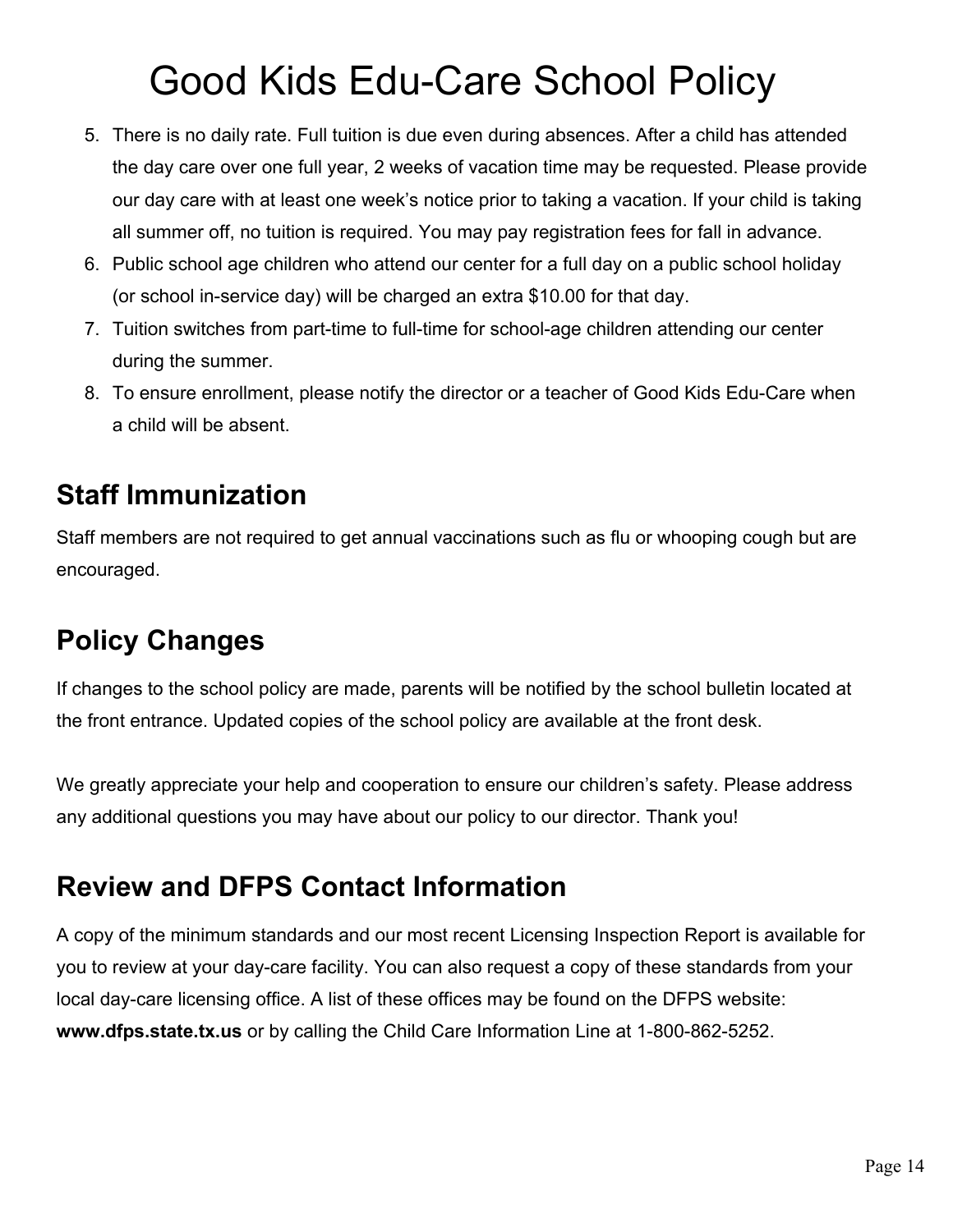# Good Kids Edu-Care School Policy

5. There is no daily rate. Full tuition is due even during absences. After a child has attended the day care over one full year, 2 weeks of vacation time may be requested. Please provide our day care with at least one week's notice prior to taking a vacation. If your child is taking all summer off, no tuition is required. You may pay registration fees for fall in advance.
6. Public school age children who attend our center for a full day on a public school holiday (or school in-service day) will be charged an extra $10.00 for that day.
7. Tuition switches from part-time to full-time for school-age children attending our center during the summer.
8. To ensure enrollment, please notify the director or a teacher of Good Kids Edu-Care when a child will be absent.

## Staff Immunization

Staff members are not required to get annual vaccinations such as flu or whooping cough but are encouraged.

## Policy Changes

If changes to the school policy are made, parents will be notified by the school bulletin located at the front entrance. Updated copies of the school policy are available at the front desk.

We greatly appreciate your help and cooperation to ensure our children's safety. Please address any additional questions you may have about our policy to our director. Thank you!

## Review and DFPS Contact Information

A copy of the minimum standards and our most recent Licensing Inspection Report is available for you to review at your day-care facility. You can also request a copy of these standards from your local day-care licensing office. A list of these offices may be found on the DFPS website: **www.dfps.state.tx.us** or by calling the Child Care Information Line at 1-800-862-5252.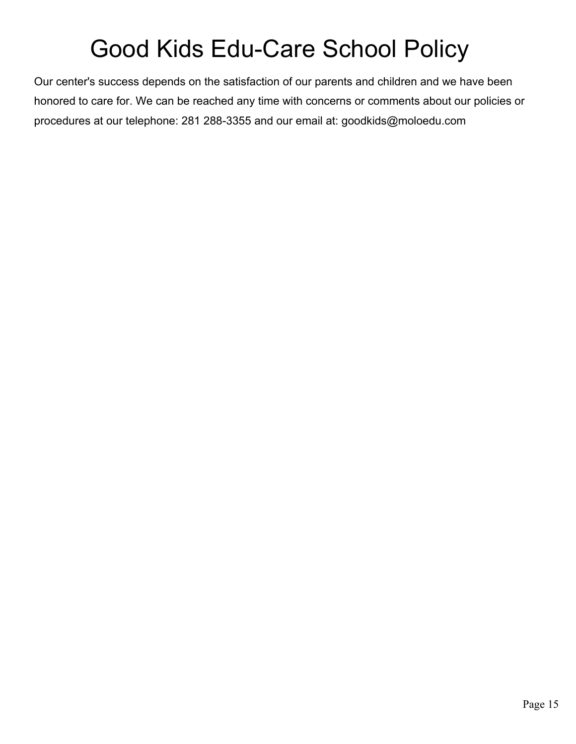# Good Kids Edu-Care School Policy

Our center's success depends on the satisfaction of our parents and children and we have been honored to care for. We can be reached any time with concerns or comments about our policies or procedures at our telephone: 281 288-3355 and our email at: goodkids@moloedu.com